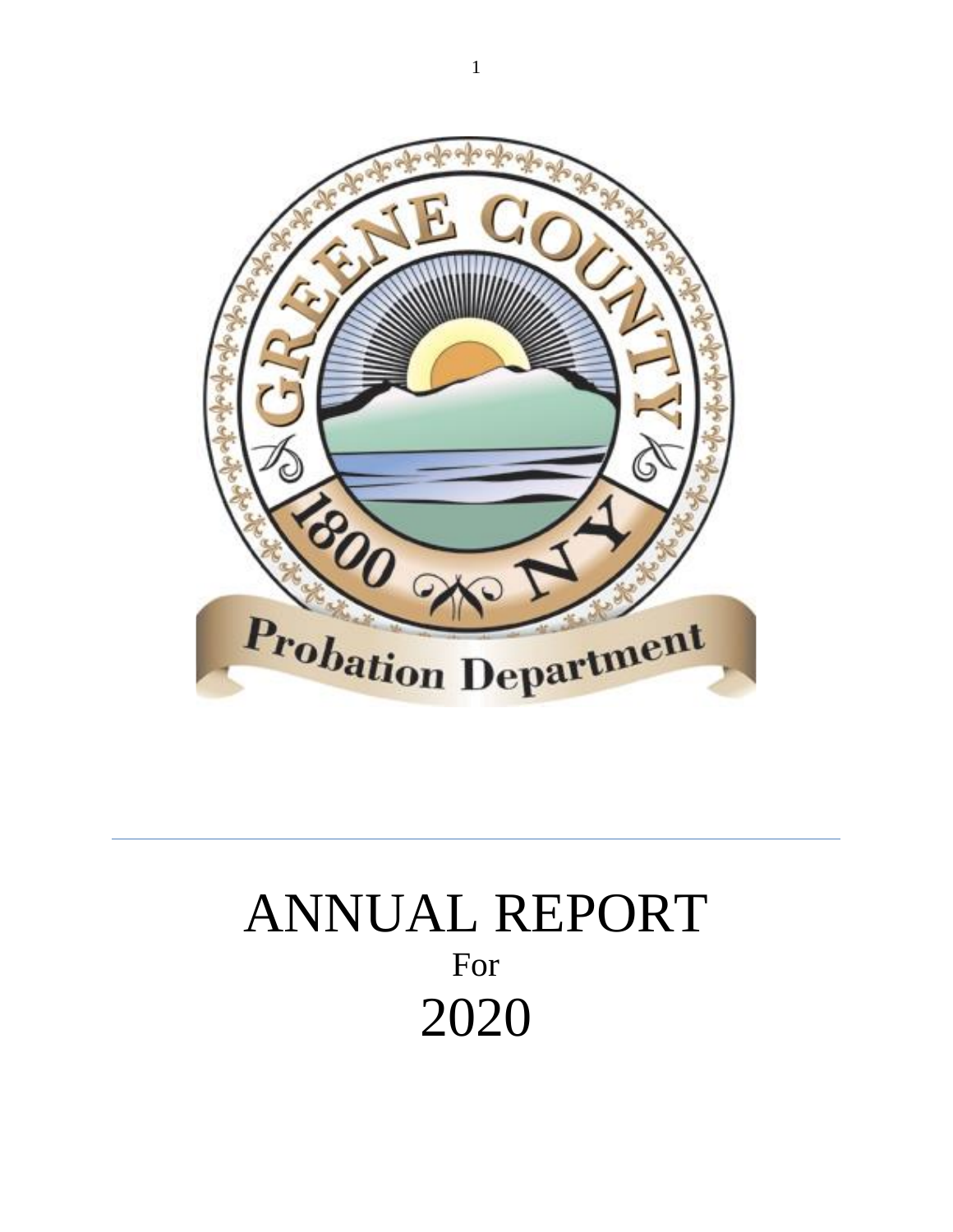# ANNUAL REPORT

For

# 2020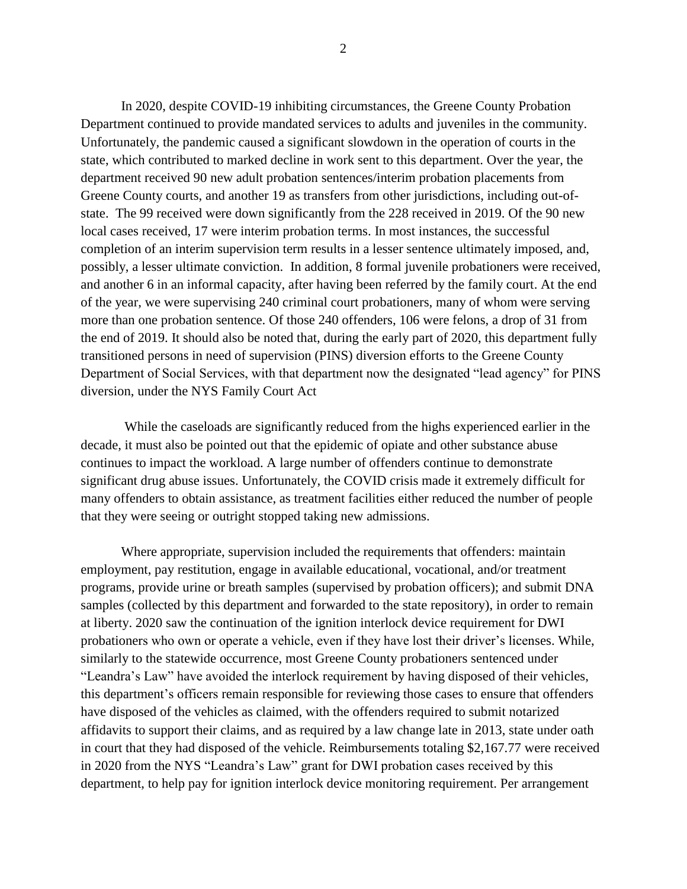In 2020, despite COVID-19 inhibiting circumstances, the Greene County Probation Department continued to provide mandated services to adults and juveniles in the community. Unfortunately, the pandemic caused a significant slowdown in the operation of courts in the state, which contributed to marked decline in work sent to this department. Over the year, the department received 90 new adult probation sentences/interim probation placements from Greene County courts, and another 19 as transfers from other jurisdictions, including out-of-state. The 99 received were down significantly from the 228 received in 2019. Of the 90 new local cases received, 17 were interim probation terms. In most instances, the successful completion of an interim supervision term results in a lesser sentence ultimately imposed, and, possibly, a lesser ultimate conviction. In addition, 8 formal juvenile probationers were received, and another 6 in an informal capacity, after having been referred by the family court. At the end of the year, we were supervising 240 criminal court probationers, many of whom were serving more than one probation sentence. Of those 240 offenders, 106 were felons, a drop of 31 from the end of 2019. It should also be noted that, during the early part of 2020, this department fully transitioned persons in need of supervision (PINS) diversion efforts to the Greene County Department of Social Services, with that department now the designated "lead agency" for PINS diversion, under the NYS Family Court Act

While the caseloads are significantly reduced from the highs experienced earlier in the decade, it must also be pointed out that the epidemic of opiate and other substance abuse continues to impact the workload. A large number of offenders continue to demonstrate significant drug abuse issues. Unfortunately, the COVID crisis made it extremely difficult for many offenders to obtain assistance, as treatment facilities either reduced the number of people that they were seeing or outright stopped taking new admissions.

Where appropriate, supervision included the requirements that offenders: maintain employment, pay restitution, engage in available educational, vocational, and/or treatment programs, provide urine or breath samples (supervised by probation officers); and submit DNA samples (collected by this department and forwarded to the state repository), in order to remain at liberty. 2020 saw the continuation of the ignition interlock device requirement for DWI probationers who own or operate a vehicle, even if they have lost their driver's licenses. While, similarly to the statewide occurrence, most Greene County probationers sentenced under "Leandra's Law" have avoided the interlock requirement by having disposed of their vehicles, this department's officers remain responsible for reviewing those cases to ensure that offenders have disposed of the vehicles as claimed, with the offenders required to submit notarized affidavits to support their claims, and as required by a law change late in 2013, state under oath in court that they had disposed of the vehicle. Reimbursements totaling $2,167.77 were received in 2020 from the NYS "Leandra's Law" grant for DWI probation cases received by this department, to help pay for ignition interlock device monitoring requirement. Per arrangement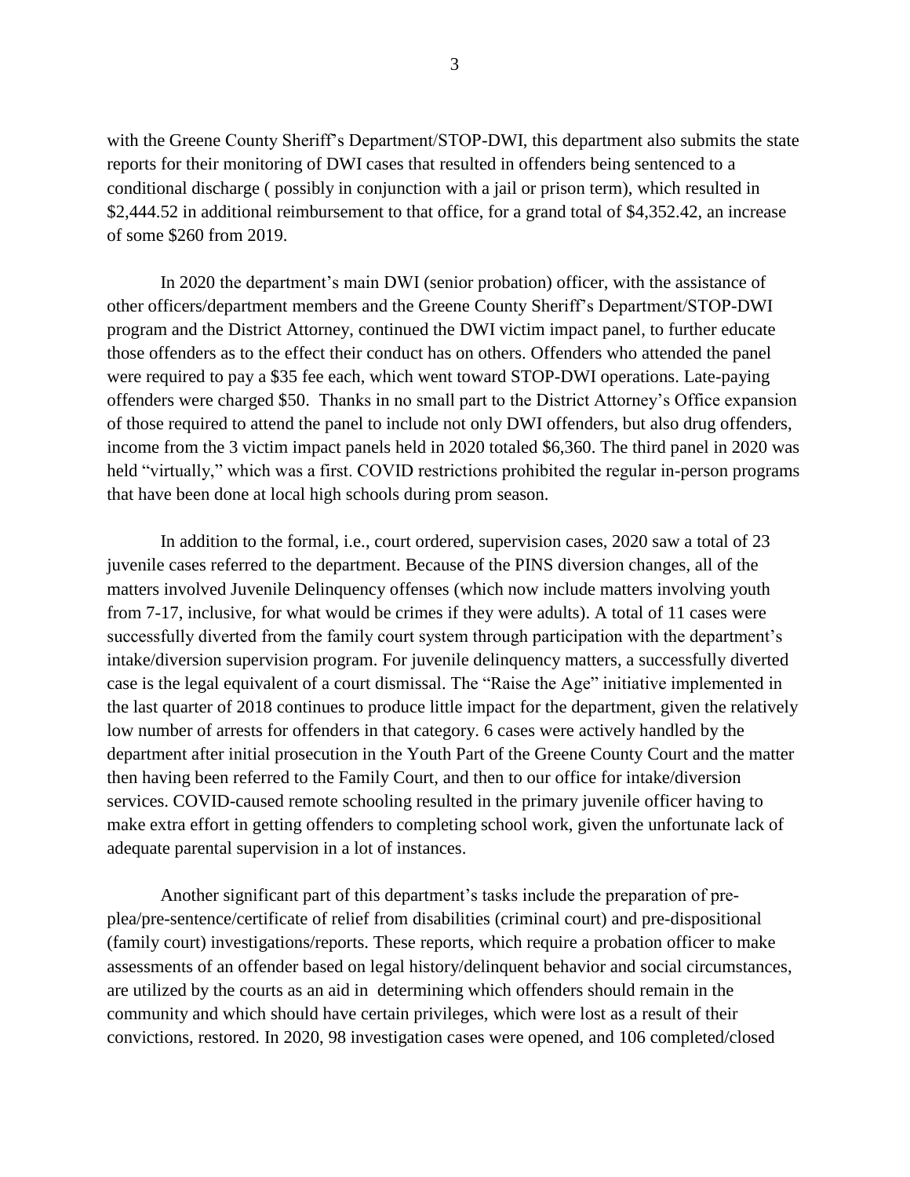with the Greene County Sheriff's Department/STOP-DWI, this department also submits the state reports for their monitoring of DWI cases that resulted in offenders being sentenced to a conditional discharge ( possibly in conjunction with a jail or prison term), which resulted in $2,444.52 in additional reimbursement to that office, for a grand total of $4,352.42, an increase of some $260 from 2019.

In 2020 the department's main DWI (senior probation) officer, with the assistance of other officers/department members and the Greene County Sheriff's Department/STOP-DWI program and the District Attorney, continued the DWI victim impact panel, to further educate those offenders as to the effect their conduct has on others. Offenders who attended the panel were required to pay a $35 fee each, which went toward STOP-DWI operations. Late-paying offenders were charged $50. Thanks in no small part to the District Attorney's Office expansion of those required to attend the panel to include not only DWI offenders, but also drug offenders, income from the 3 victim impact panels held in 2020 totaled $6,360. The third panel in 2020 was held "virtually," which was a first. COVID restrictions prohibited the regular in-person programs that have been done at local high schools during prom season.

In addition to the formal, i.e., court ordered, supervision cases, 2020 saw a total of 23 juvenile cases referred to the department. Because of the PINS diversion changes, all of the matters involved Juvenile Delinquency offenses (which now include matters involving youth from 7-17, inclusive, for what would be crimes if they were adults). A total of 11 cases were successfully diverted from the family court system through participation with the department's intake/diversion supervision program. For juvenile delinquency matters, a successfully diverted case is the legal equivalent of a court dismissal. The "Raise the Age" initiative implemented in the last quarter of 2018 continues to produce little impact for the department, given the relatively low number of arrests for offenders in that category. 6 cases were actively handled by the department after initial prosecution in the Youth Part of the Greene County Court and the matter then having been referred to the Family Court, and then to our office for intake/diversion services. COVID-caused remote schooling resulted in the primary juvenile officer having to make extra effort in getting offenders to completing school work, given the unfortunate lack of adequate parental supervision in a lot of instances.

Another significant part of this department's tasks include the preparation of pre-plea/pre-sentence/certificate of relief from disabilities (criminal court) and pre-dispositional (family court) investigations/reports. These reports, which require a probation officer to make assessments of an offender based on legal history/delinquent behavior and social circumstances, are utilized by the courts as an aid in determining which offenders should remain in the community and which should have certain privileges, which were lost as a result of their convictions, restored. In 2020, 98 investigation cases were opened, and 106 completed/closed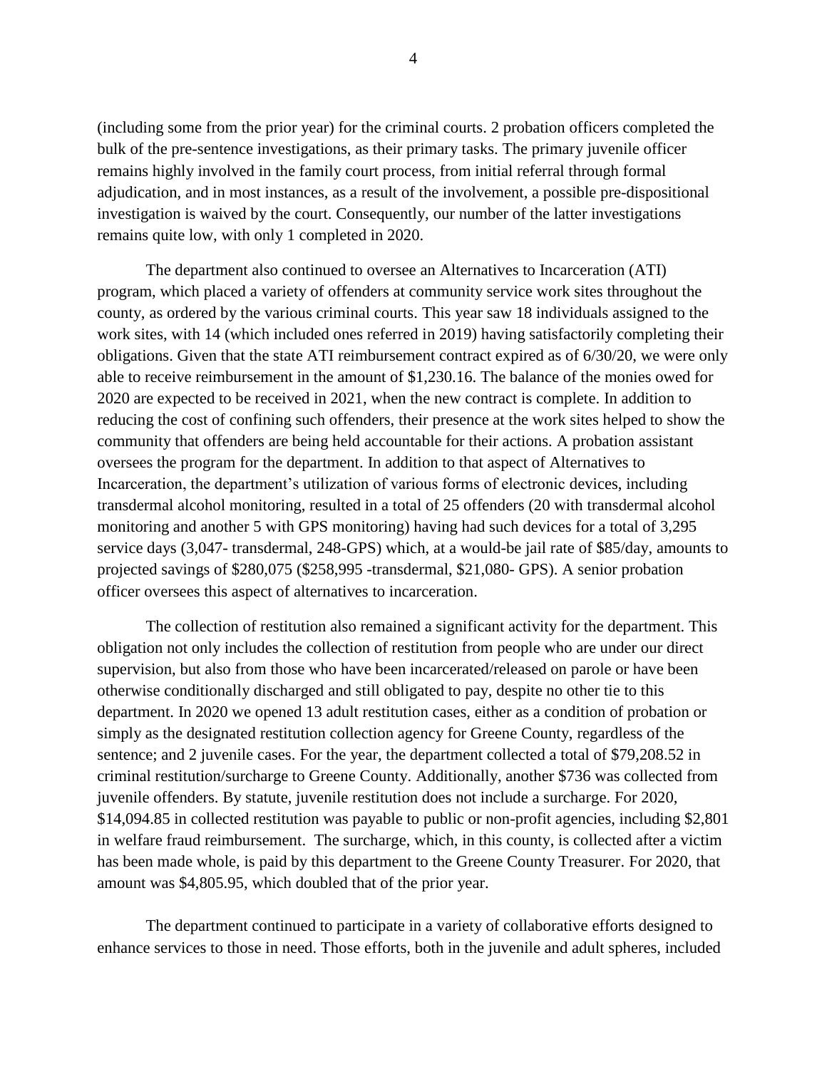(including some from the prior year) for the criminal courts. 2 probation officers completed the bulk of the pre-sentence investigations, as their primary tasks. The primary juvenile officer remains highly involved in the family court process, from initial referral through formal adjudication, and in most instances, as a result of the involvement, a possible pre-dispositional investigation is waived by the court. Consequently, our number of the latter investigations remains quite low, with only 1 completed in 2020.

The department also continued to oversee an Alternatives to Incarceration (ATI) program, which placed a variety of offenders at community service work sites throughout the county, as ordered by the various criminal courts. This year saw 18 individuals assigned to the work sites, with 14 (which included ones referred in 2019) having satisfactorily completing their obligations. Given that the state ATI reimbursement contract expired as of 6/30/20, we were only able to receive reimbursement in the amount of $1,230.16. The balance of the monies owed for 2020 are expected to be received in 2021, when the new contract is complete. In addition to reducing the cost of confining such offenders, their presence at the work sites helped to show the community that offenders are being held accountable for their actions. A probation assistant oversees the program for the department. In addition to that aspect of Alternatives to Incarceration, the department's utilization of various forms of electronic devices, including transdermal alcohol monitoring, resulted in a total of 25 offenders (20 with transdermal alcohol monitoring and another 5 with GPS monitoring) having had such devices for a total of 3,295 service days (3,047- transdermal, 248-GPS) which, at a would-be jail rate of $85/day, amounts to projected savings of $280,075 ($258,995 -transdermal, $21,080- GPS). A senior probation officer oversees this aspect of alternatives to incarceration.

The collection of restitution also remained a significant activity for the department. This obligation not only includes the collection of restitution from people who are under our direct supervision, but also from those who have been incarcerated/released on parole or have been otherwise conditionally discharged and still obligated to pay, despite no other tie to this department. In 2020 we opened 13 adult restitution cases, either as a condition of probation or simply as the designated restitution collection agency for Greene County, regardless of the sentence; and 2 juvenile cases. For the year, the department collected a total of $79,208.52 in criminal restitution/surcharge to Greene County. Additionally, another $736 was collected from juvenile offenders. By statute, juvenile restitution does not include a surcharge. For 2020, $14,094.85 in collected restitution was payable to public or non-profit agencies, including $2,801 in welfare fraud reimbursement. The surcharge, which, in this county, is collected after a victim has been made whole, is paid by this department to the Greene County Treasurer. For 2020, that amount was $4,805.95, which doubled that of the prior year.

The department continued to participate in a variety of collaborative efforts designed to enhance services to those in need. Those efforts, both in the juvenile and adult spheres, included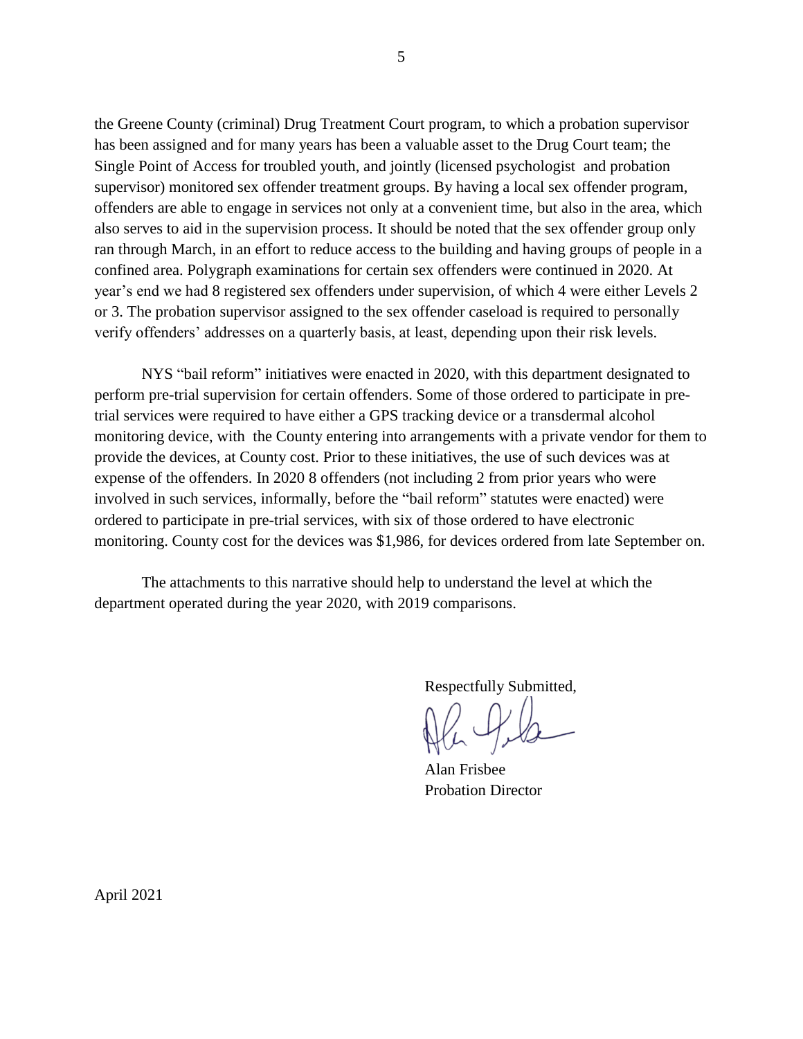the Greene County (criminal) Drug Treatment Court program, to which a probation supervisor has been assigned and for many years has been a valuable asset to the Drug Court team; the Single Point of Access for troubled youth, and jointly (licensed psychologist and probation supervisor) monitored sex offender treatment groups. By having a local sex offender program, offenders are able to engage in services not only at a convenient time, but also in the area, which also serves to aid in the supervision process. It should be noted that the sex offender group only ran through March, in an effort to reduce access to the building and having groups of people in a confined area. Polygraph examinations for certain sex offenders were continued in 2020. At year's end we had 8 registered sex offenders under supervision, of which 4 were either Levels 2 or 3. The probation supervisor assigned to the sex offender caseload is required to personally verify offenders' addresses on a quarterly basis, at least, depending upon their risk levels.

NYS "bail reform" initiatives were enacted in 2020, with this department designated to perform pre-trial supervision for certain offenders. Some of those ordered to participate in pre-trial services were required to have either a GPS tracking device or a transdermal alcohol monitoring device, with the County entering into arrangements with a private vendor for them to provide the devices, at County cost. Prior to these initiatives, the use of such devices was at expense of the offenders. In 2020 8 offenders (not including 2 from prior years who were involved in such services, informally, before the "bail reform" statutes were enacted) were ordered to participate in pre-trial services, with six of those ordered to have electronic monitoring. County cost for the devices was $1,986, for devices ordered from late September on.

The attachments to this narrative should help to understand the level at which the department operated during the year 2020, with 2019 comparisons.

Respectfully Submitted,

Alan Frisbee
Probation Director

April 2021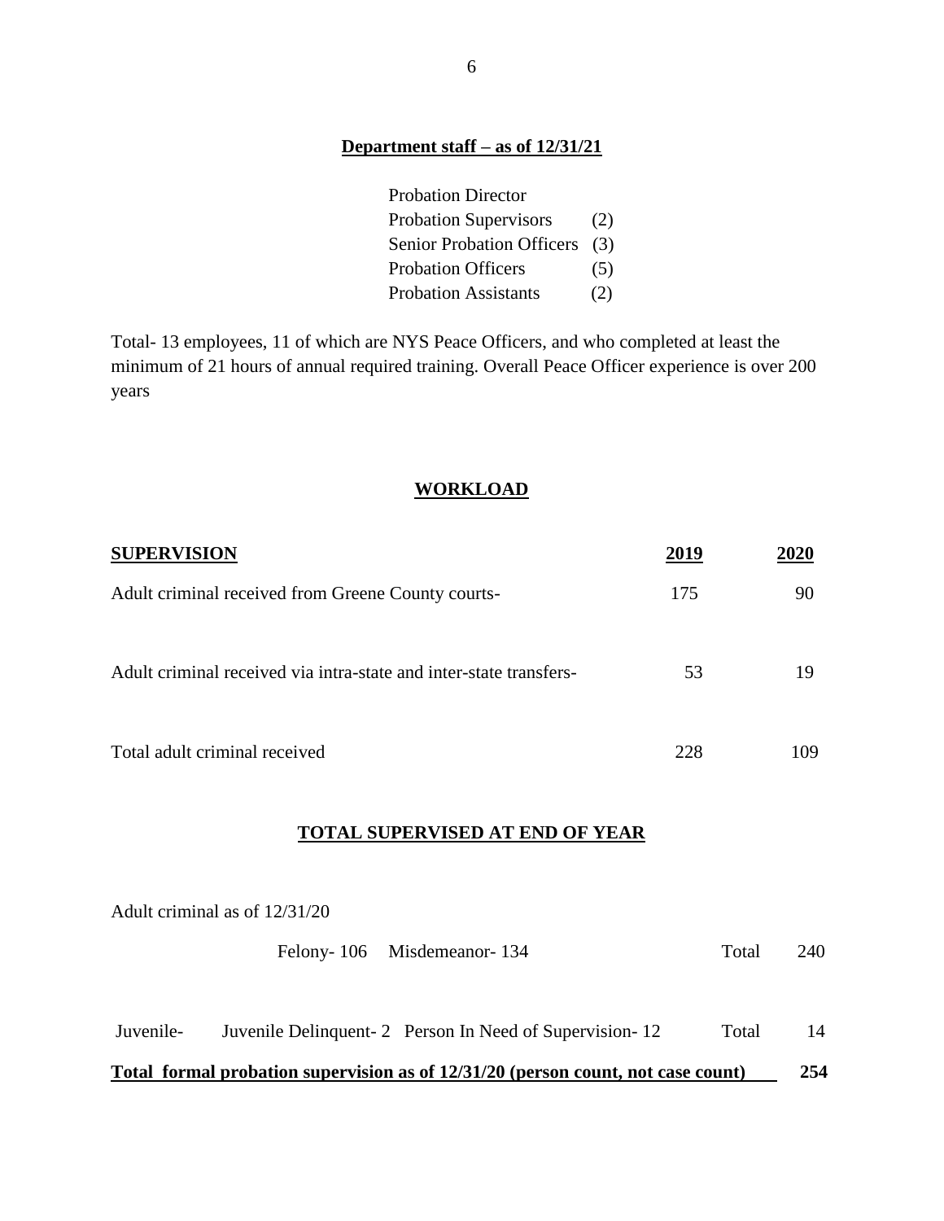## Department staff – as of 12/31/21

| | |
|---|---|
| Probation Director | |
| Probation Supervisors | (2) |
| Senior Probation Officers | (3) |
| Probation Officers | (5) |
| Probation Assistants | (2) |

Total- 13 employees, 11 of which are NYS Peace Officers, and who completed at least the minimum of 21 hours of annual required training. Overall Peace Officer experience is over 200 years

## WORKLOAD

| SUPERVISION | 2019 | 2020 |
|---|---|---|
| Adult criminal received from Greene County courts- | 175 | 90 |
| Adult criminal received via intra-state and inter-state transfers- | 53 | 19 |
| Total adult criminal received | 228 | 109 |

## TOTAL SUPERVISED AT END OF YEAR

Adult criminal as of 12/31/20

| | | | | |
|---|---|---|---|---|
| | Felony- 106 | Misdemeanor- 134 | Total | 240 |
| Juvenile- | Juvenile Delinquent- 2 | Person In Need of Supervision- 12 | Total | 14 |

**Total formal probation supervision as of 12/31/20 (person count, not case count) 254**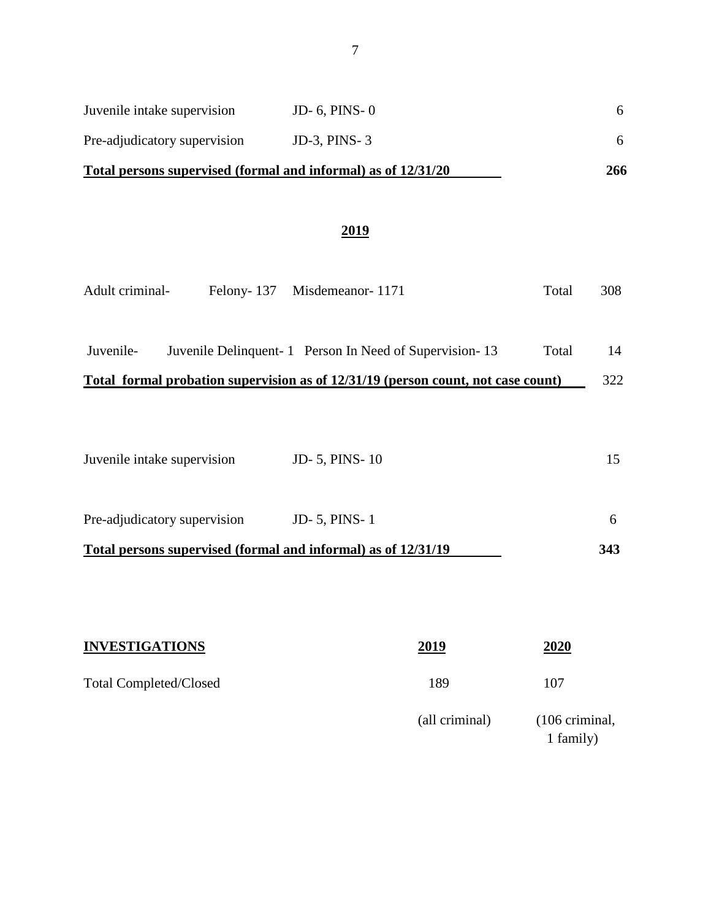| | | |
|---|---|---|
| Juvenile intake supervision | JD- 6, PINS- 0 | 6 |
| Pre-adjudicatory supervision | JD-3, PINS- 3 | 6 |
| **Total persons supervised (formal and informal) as of 12/31/20** | | **266** |

## 2019

| | | | | |
|---|---|---|---|---|
| Adult criminal- | Felony- 137 | Misdemeanor- 1171 | Total | 308 |
| Juvenile- | Juvenile Delinquent- 1 | Person In Need of Supervision- 13 | Total | 14 |
| **Total formal probation supervision as of 12/31/19 (person count, not case count)** | | | | 322 |

| | | |
|---|---|---|
| Juvenile intake supervision | JD- 5, PINS- 10 | 15 |
| Pre-adjudicatory supervision | JD- 5, PINS- 1 | 6 |
| **Total persons supervised (formal and informal) as of 12/31/19** | | **343** |

| **INVESTIGATIONS** | **2019** | **2020** |
|---|---|---|
| Total Completed/Closed | 189 | 107 |
| | (all criminal) | (106 criminal, 1 family) |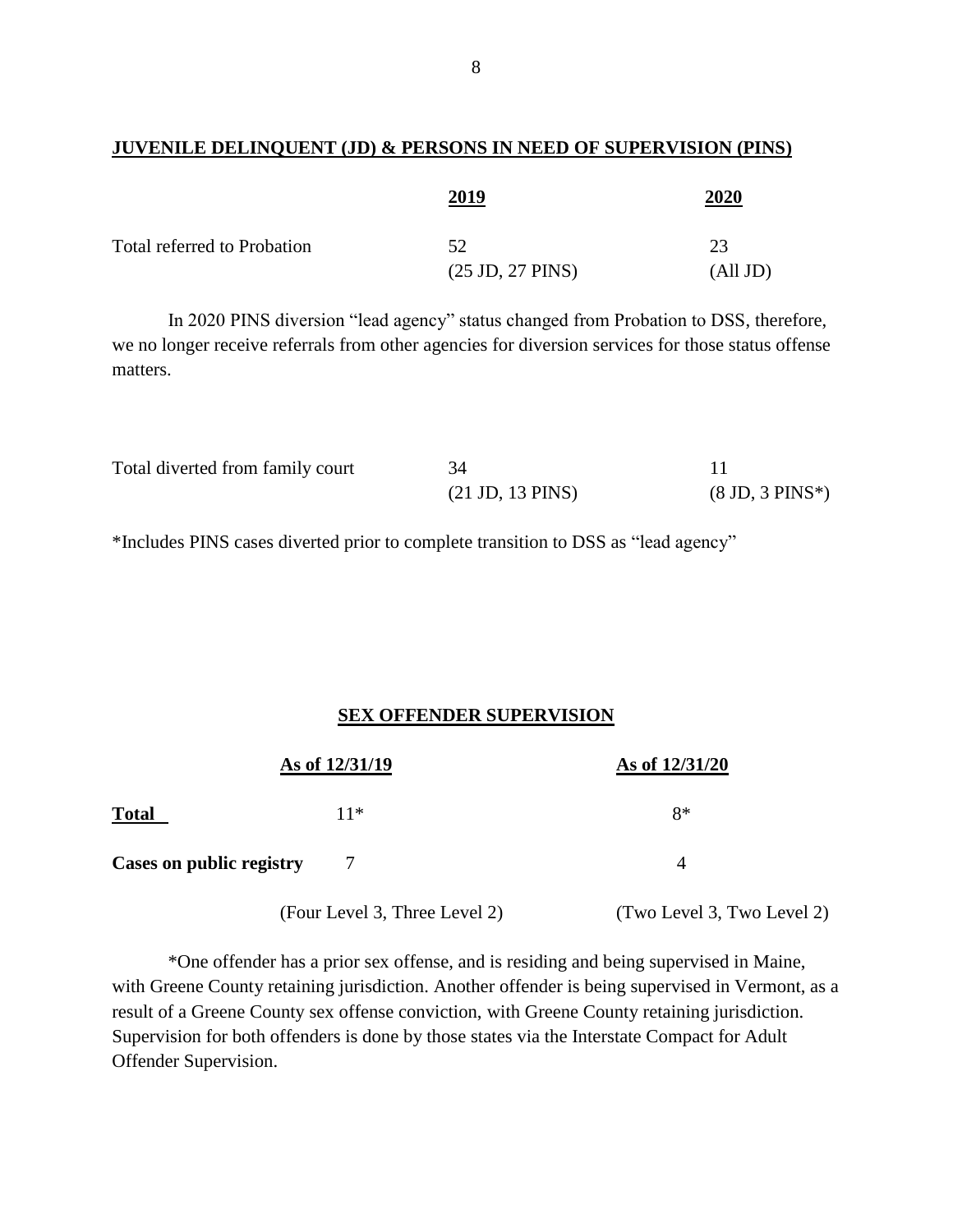## JUVENILE DELINQUENT (JD) & PERSONS IN NEED OF SUPERVISION (PINS)

| | 2019 | 2020 |
|---|---|---|
| Total referred to Probation | 52 (25 JD, 27 PINS) | 23 (All JD) |

In 2020 PINS diversion "lead agency" status changed from Probation to DSS, therefore, we no longer receive referrals from other agencies for diversion services for those status offense matters.

| | 2019 | 2020 |
|---|---|---|
| Total diverted from family court | 34 (21 JD, 13 PINS) | 11 (8 JD, 3 PINS*) |

*Includes PINS cases diverted prior to complete transition to DSS as "lead agency"

## SEX OFFENDER SUPERVISION

| | As of 12/31/19 | As of 12/31/20 |
|---|---|---|
| **Total** | 11* | 8* |
| **Cases on public registry** | 7 (Four Level 3, Three Level 2) | 4 (Two Level 3, Two Level 2) |

*One offender has a prior sex offense, and is residing and being supervised in Maine, with Greene County retaining jurisdiction. Another offender is being supervised in Vermont, as a result of a Greene County sex offense conviction, with Greene County retaining jurisdiction. Supervision for both offenders is done by those states via the Interstate Compact for Adult Offender Supervision.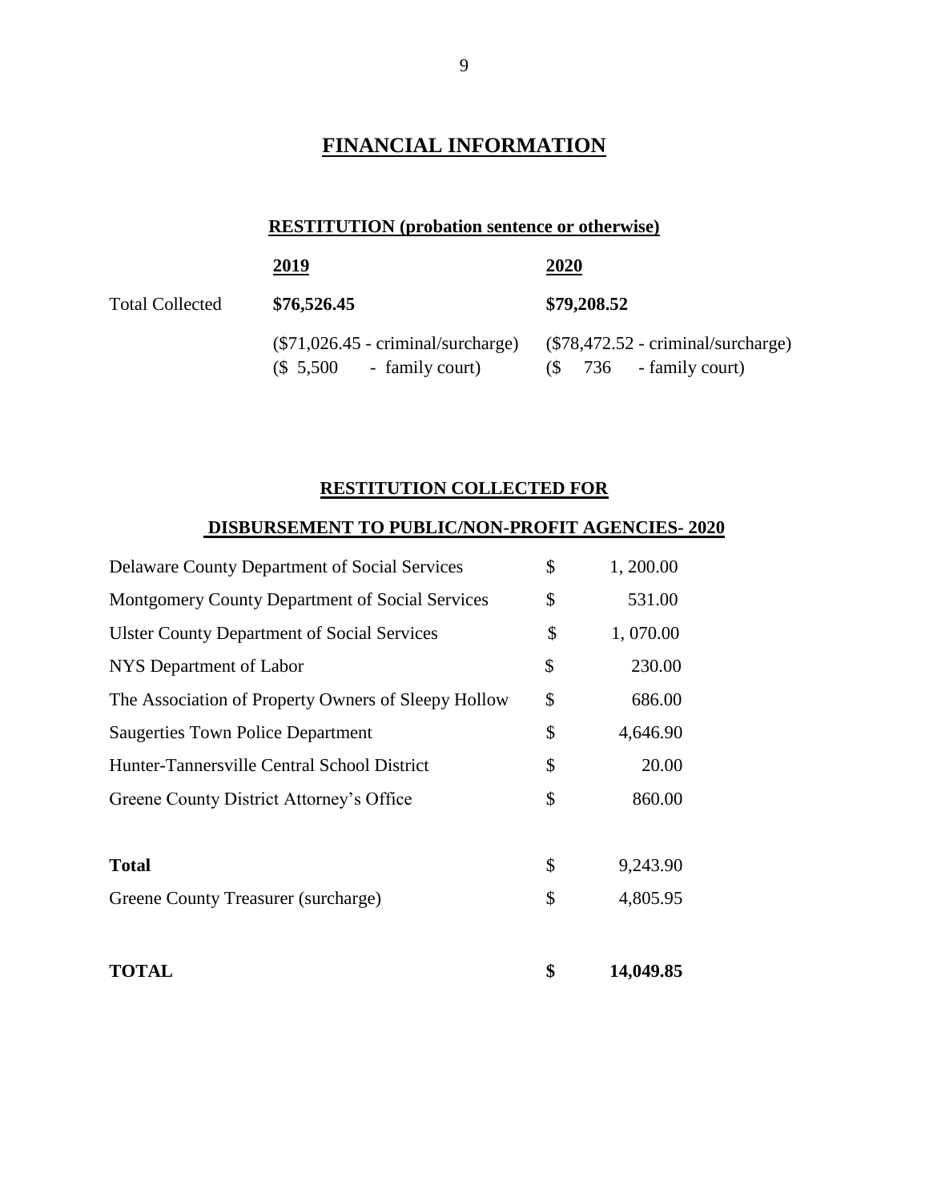# FINANCIAL INFORMATION

## RESTITUTION (probation sentence or otherwise)

| | 2019 | 2020 |
|---|---|---|
| Total Collected | **$76,526.45** | **$79,208.52** |
| | ($71,026.45 - criminal/surcharge) | ($78,472.52 - criminal/surcharge) |
| | ($ 5,500 - family court) | ($ 736 - family court) |

## RESTITUTION COLLECTED FOR

## DISBURSEMENT TO PUBLIC/NON-PROFIT AGENCIES- 2020

| | | |
|---|---|---|
| Delaware County Department of Social Services | $ | 1, 200.00 |
| Montgomery County Department of Social Services | $ | 531.00 |
| Ulster County Department of Social Services | $ | 1, 070.00 |
| NYS Department of Labor | $ | 230.00 |
| The Association of Property Owners of Sleepy Hollow | $ | 686.00 |
| Saugerties Town Police Department | $ | 4,646.90 |
| Hunter-Tannersville Central School District | $ | 20.00 |
| Greene County District Attorney's Office | $ | 860.00 |
| **Total** | $ | 9,243.90 |
| Greene County Treasurer (surcharge) | $ | 4,805.95 |
| **TOTAL** | **$** | **14,049.85** |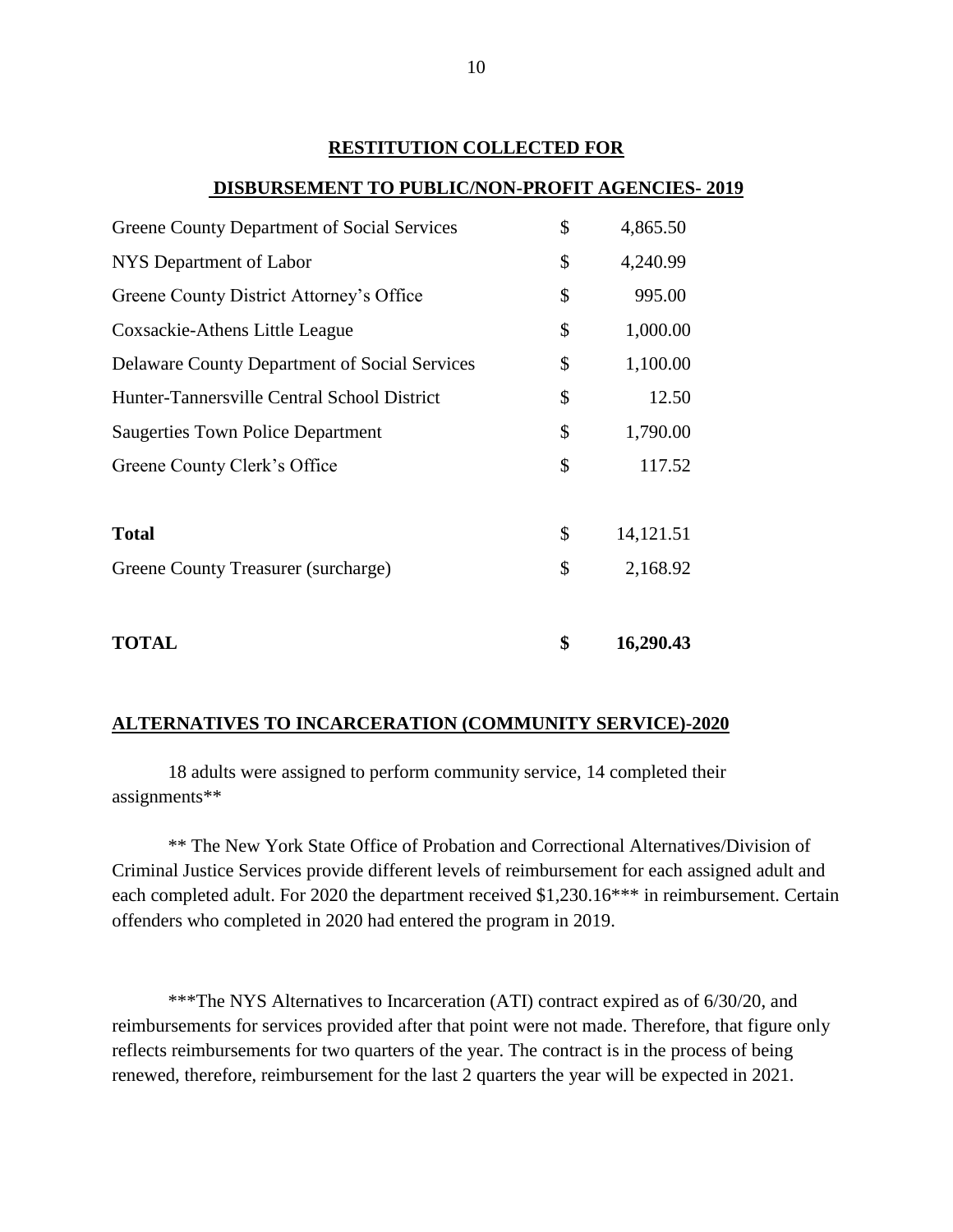## RESTITUTION COLLECTED FOR

## DISBURSEMENT TO PUBLIC/NON-PROFIT AGENCIES- 2019

| Agency | | Amount |
|---|---|---|
| Greene County Department of Social Services | $ | 4,865.50 |
| NYS Department of Labor | $ | 4,240.99 |
| Greene County District Attorney's Office | $ | 995.00 |
| Coxsackie-Athens Little League | $ | 1,000.00 |
| Delaware County Department of Social Services | $ | 1,100.00 |
| Hunter-Tannersville Central School District | $ | 12.50 |
| Saugerties Town Police Department | $ | 1,790.00 |
| Greene County Clerk's Office | $ | 117.52 |
| **Total** | $ | 14,121.51 |
| Greene County Treasurer (surcharge) | $ | 2,168.92 |
| **TOTAL** | **$** | **16,290.43** |

## ALTERNATIVES TO INCARCERATION (COMMUNITY SERVICE)-2020

18 adults were assigned to perform community service, 14 completed their assignments**

** The New York State Office of Probation and Correctional Alternatives/Division of Criminal Justice Services provide different levels of reimbursement for each assigned adult and each completed adult. For 2020 the department received $1,230.16*** in reimbursement. Certain offenders who completed in 2020 had entered the program in 2019.

***The NYS Alternatives to Incarceration (ATI) contract expired as of 6/30/20, and reimbursements for services provided after that point were not made. Therefore, that figure only reflects reimbursements for two quarters of the year. The contract is in the process of being renewed, therefore, reimbursement for the last 2 quarters the year will be expected in 2021.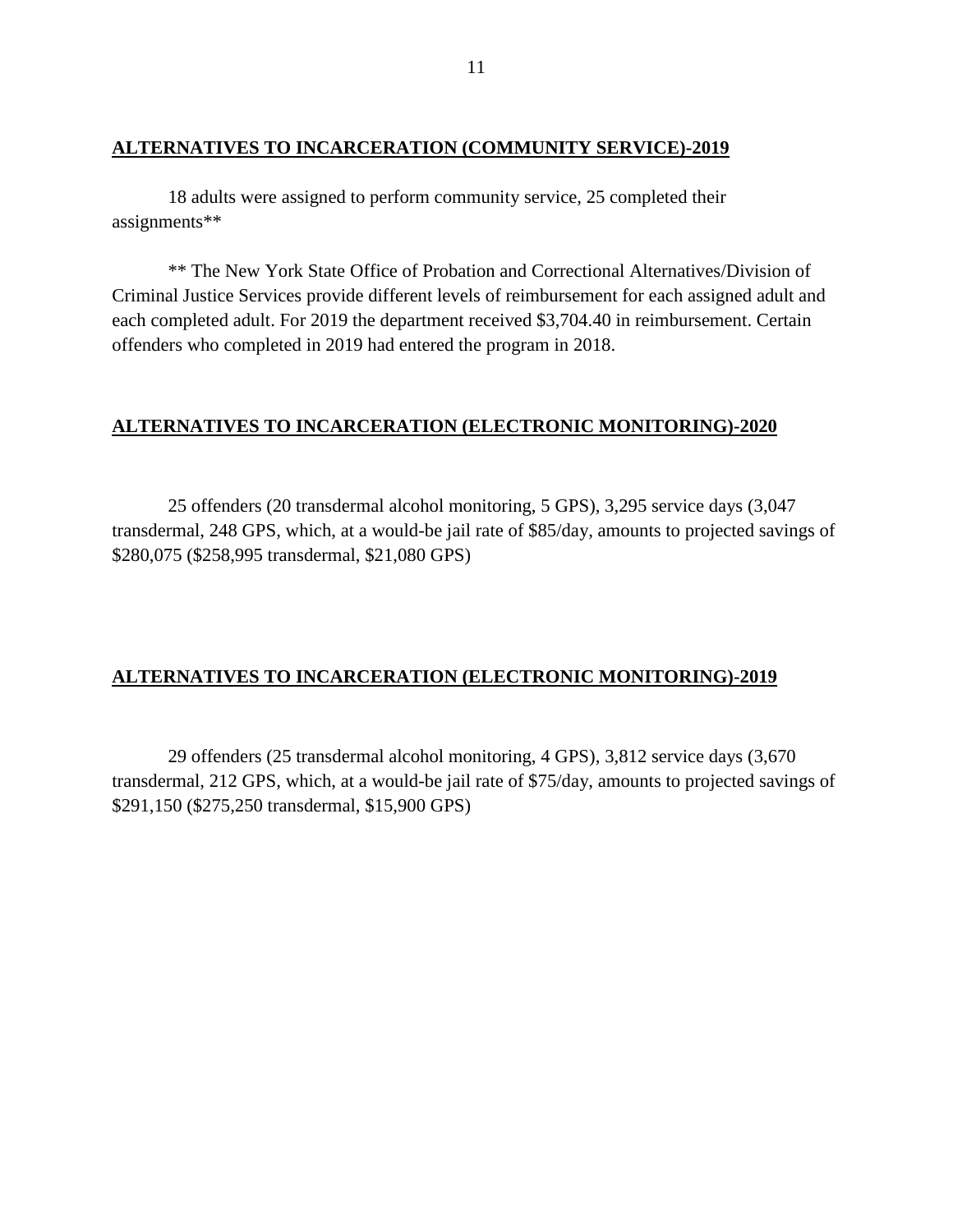**ALTERNATIVES TO INCARCERATION (COMMUNITY SERVICE)-2019**

18 adults were assigned to perform community service, 25 completed their assignments**

** The New York State Office of Probation and Correctional Alternatives/Division of Criminal Justice Services provide different levels of reimbursement for each assigned adult and each completed adult. For 2019 the department received $3,704.40 in reimbursement. Certain offenders who completed in 2019 had entered the program in 2018.

**ALTERNATIVES TO INCARCERATION (ELECTRONIC MONITORING)-2020**

25 offenders (20 transdermal alcohol monitoring, 5 GPS), 3,295 service days (3,047 transdermal, 248 GPS, which, at a would-be jail rate of $85/day, amounts to projected savings of $280,075 ($258,995 transdermal, $21,080 GPS)

**ALTERNATIVES TO INCARCERATION (ELECTRONIC MONITORING)-2019**

29 offenders (25 transdermal alcohol monitoring, 4 GPS), 3,812 service days (3,670 transdermal, 212 GPS, which, at a would-be jail rate of $75/day, amounts to projected savings of $291,150 ($275,250 transdermal, $15,900 GPS)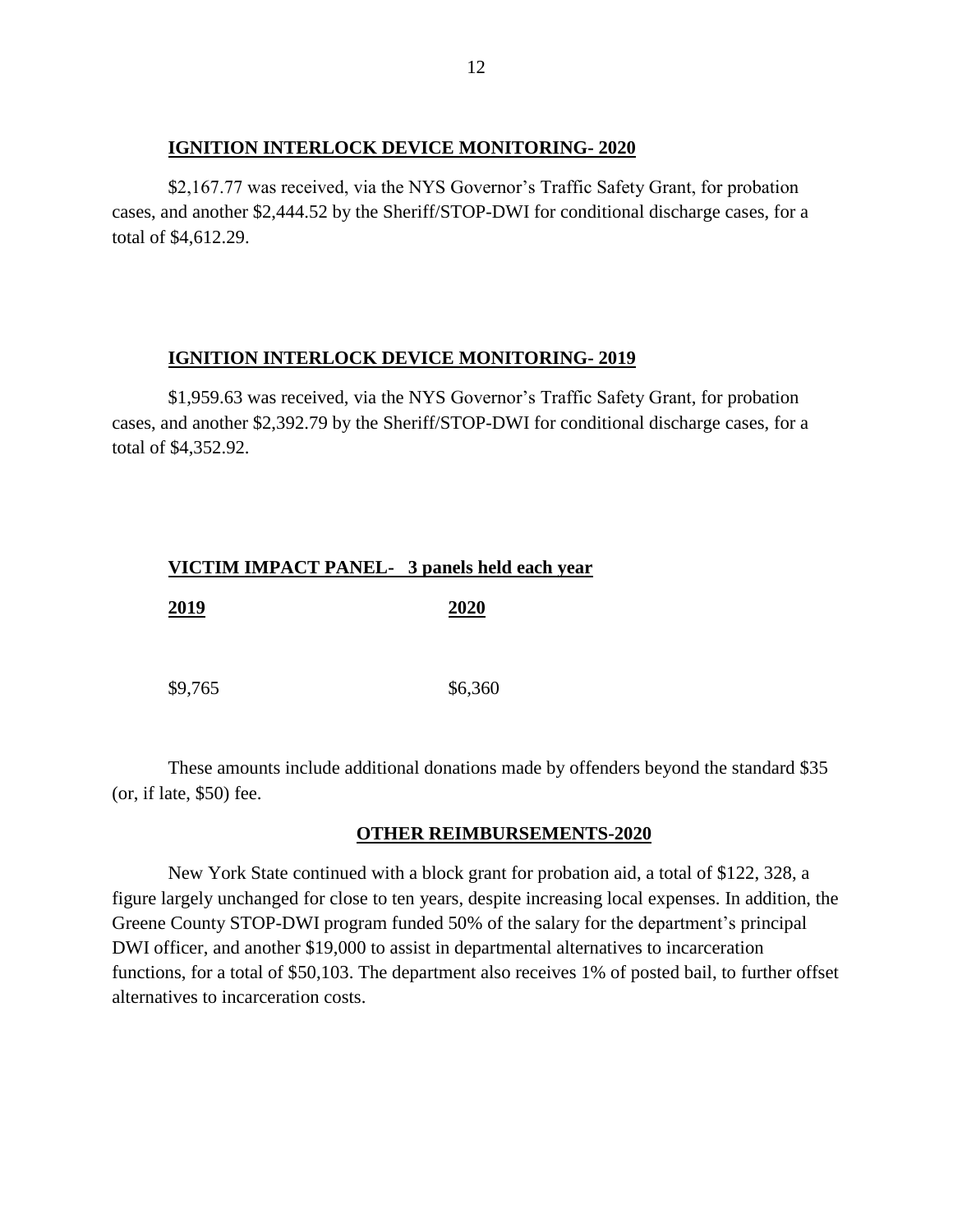## **IGNITION INTERLOCK DEVICE MONITORING- 2020**

$2,167.77 was received, via the NYS Governor's Traffic Safety Grant, for probation cases, and another $2,444.52 by the Sheriff/STOP-DWI for conditional discharge cases, for a total of $4,612.29.

## **IGNITION INTERLOCK DEVICE MONITORING- 2019**

$1,959.63 was received, via the NYS Governor's Traffic Safety Grant, for probation cases, and another $2,392.79 by the Sheriff/STOP-DWI for conditional discharge cases, for a total of $4,352.92.

## **VICTIM IMPACT PANEL- 3 panels held each year**

| **2019** | **2020** |
|---|---|
| $9,765 | $6,360 |

These amounts include additional donations made by offenders beyond the standard $35 (or, if late, $50) fee.

## **OTHER REIMBURSEMENTS-2020**

New York State continued with a block grant for probation aid, a total of $122, 328, a figure largely unchanged for close to ten years, despite increasing local expenses. In addition, the Greene County STOP-DWI program funded 50% of the salary for the department's principal DWI officer, and another $19,000 to assist in departmental alternatives to incarceration functions, for a total of $50,103. The department also receives 1% of posted bail, to further offset alternatives to incarceration costs.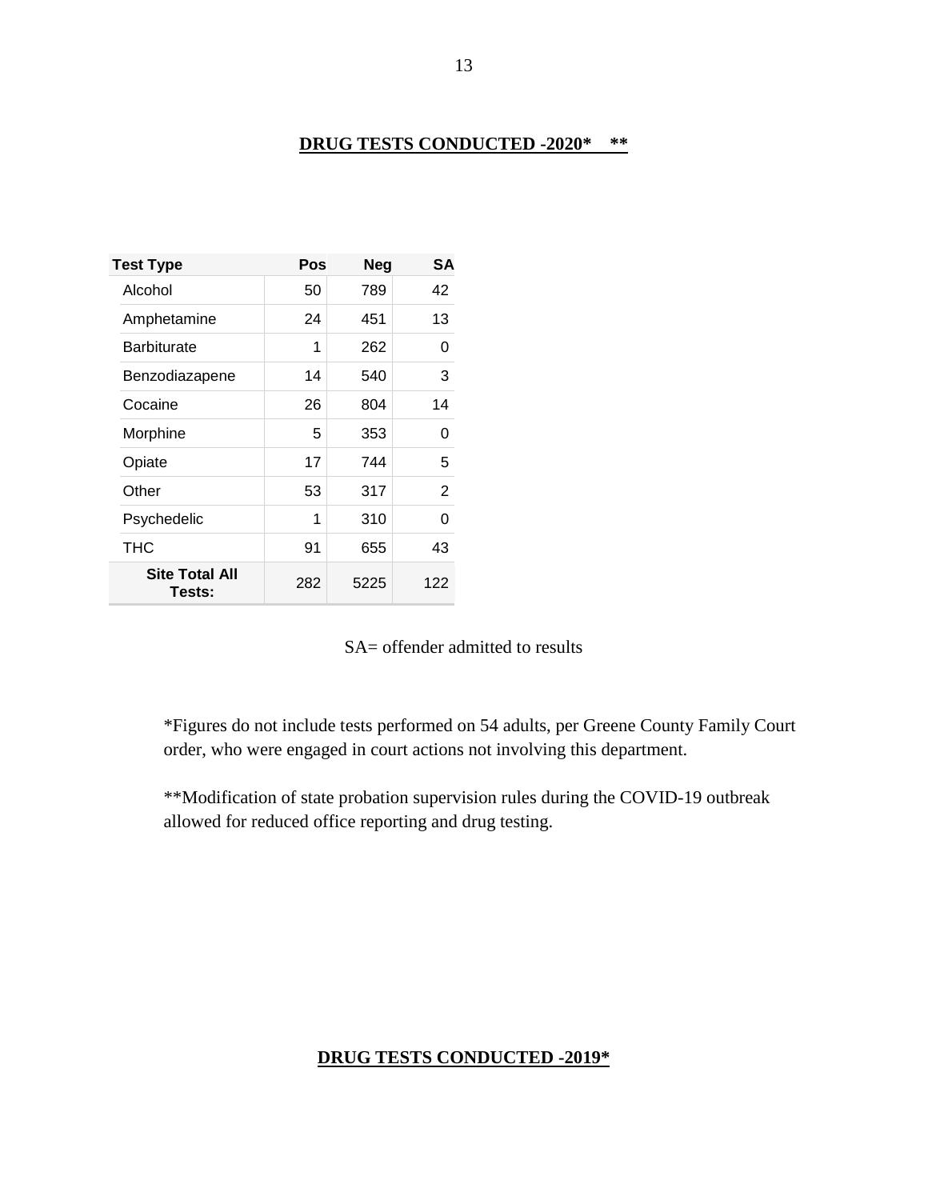**DRUG TESTS CONDUCTED -2020\*    \*\***

| Test Type | Pos | Neg | SA |
|---|---|---|---|
| Alcohol | 50 | 789 | 42 |
| Amphetamine | 24 | 451 | 13 |
| Barbiturate | 1 | 262 | 0 |
| Benzodiazapene | 14 | 540 | 3 |
| Cocaine | 26 | 804 | 14 |
| Morphine | 5 | 353 | 0 |
| Opiate | 17 | 744 | 5 |
| Other | 53 | 317 | 2 |
| Psychedelic | 1 | 310 | 0 |
| THC | 91 | 655 | 43 |
| **Site Total All Tests:** | 282 | 5225 | 122 |

SA= offender admitted to results

*Figures do not include tests performed on 54 adults, per Greene County Family Court order, who were engaged in court actions not involving this department.

**Modification of state probation supervision rules during the COVID-19 outbreak allowed for reduced office reporting and drug testing.

**DRUG TESTS CONDUCTED -2019\***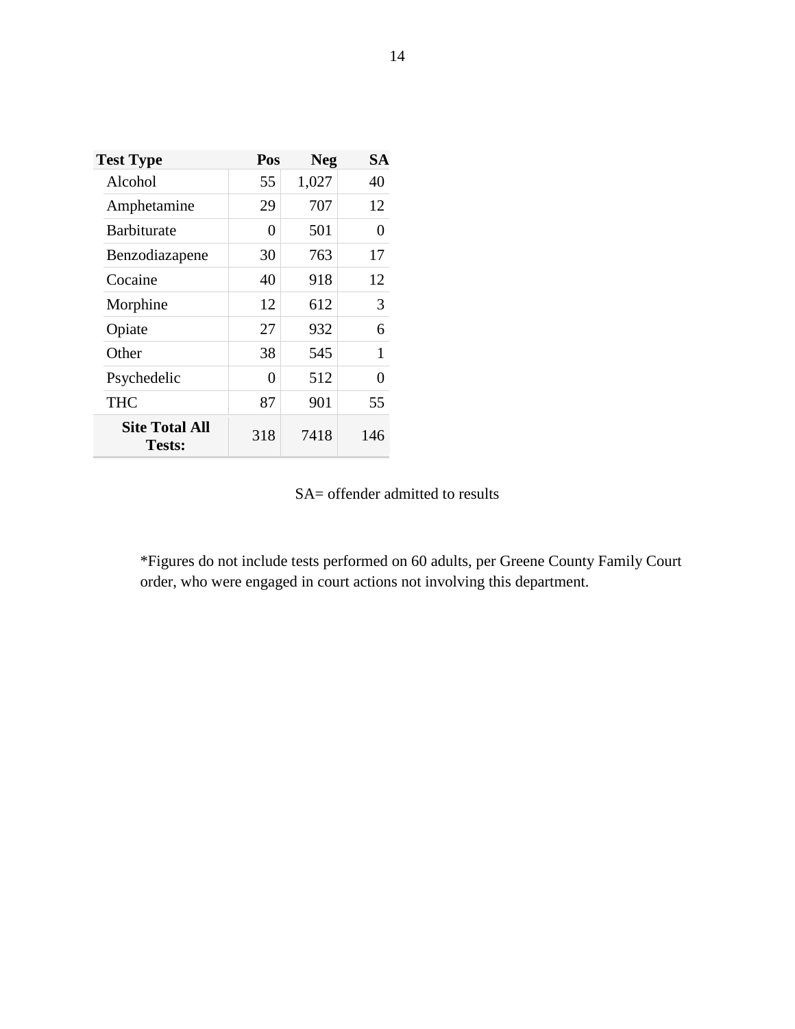| Test Type | Pos | Neg | SA |
|---|---|---|---|
| Alcohol | 55 | 1,027 | 40 |
| Amphetamine | 29 | 707 | 12 |
| Barbiturate | 0 | 501 | 0 |
| Benzodiazapene | 30 | 763 | 17 |
| Cocaine | 40 | 918 | 12 |
| Morphine | 12 | 612 | 3 |
| Opiate | 27 | 932 | 6 |
| Other | 38 | 545 | 1 |
| Psychedelic | 0 | 512 | 0 |
| THC | 87 | 901 | 55 |
| **Site Total All Tests:** | 318 | 7418 | 146 |

SA= offender admitted to results

*Figures do not include tests performed on 60 adults, per Greene County Family Court order, who were engaged in court actions not involving this department.